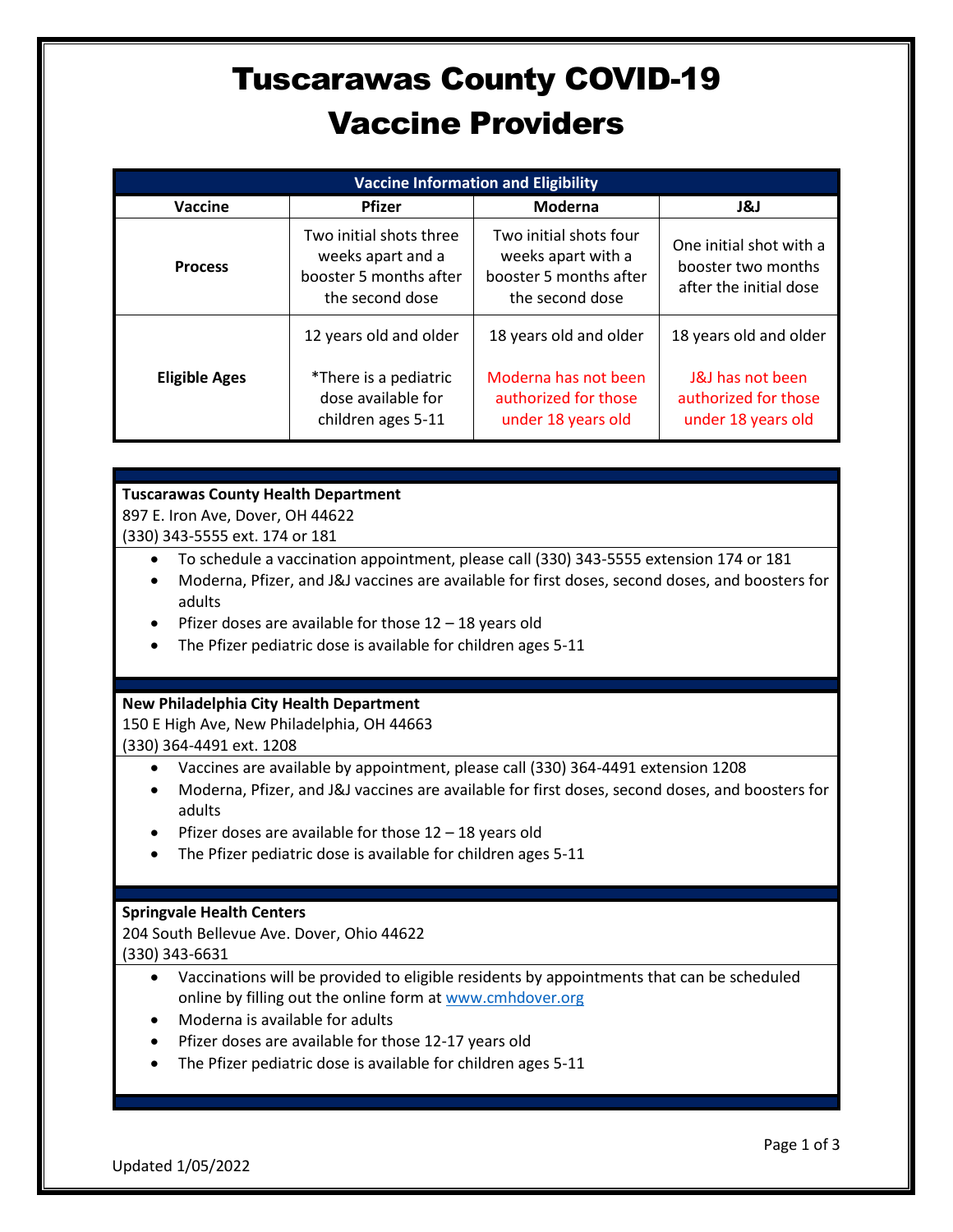# Tuscarawas County COVID-19 Vaccine Providers

| Vaccine Information and Eligibility | | | |
|---|---|---|---|
| **Vaccine** | **Pfizer** | **Moderna** | **J&J** |
| **Process** | Two initial shots three weeks apart and a booster 5 months after the second dose | Two initial shots four weeks apart with a booster 5 months after the second dose | One initial shot with a booster two months after the initial dose |
| **Eligible Ages** | 12 years old and older<br><br>*There is a pediatric dose available for children ages 5-11 | 18 years old and older<br><br>Moderna has not been authorized for those under 18 years old | 18 years old and older<br><br>J&J has not been authorized for those under 18 years old |

**Tuscarawas County Health Department**
897 E. Iron Ave, Dover, OH 44622
(330) 343-5555 ext. 174 or 181

- To schedule a vaccination appointment, please call (330) 343-5555 extension 174 or 181
- Moderna, Pfizer, and J&J vaccines are available for first doses, second doses, and boosters for adults
- Pfizer doses are available for those 12 – 18 years old
- The Pfizer pediatric dose is available for children ages 5-11

**New Philadelphia City Health Department**
150 E High Ave, New Philadelphia, OH 44663
(330) 364-4491 ext. 1208

- Vaccines are available by appointment, please call (330) 364-4491 extension 1208
- Moderna, Pfizer, and J&J vaccines are available for first doses, second doses, and boosters for adults
- Pfizer doses are available for those 12 – 18 years old
- The Pfizer pediatric dose is available for children ages 5-11

**Springvale Health Centers**
204 South Bellevue Ave. Dover, Ohio 44622
(330) 343-6631

- Vaccinations will be provided to eligible residents by appointments that can be scheduled online by filling out the online form at www.cmhdover.org
- Moderna is available for adults
- Pfizer doses are available for those 12-17 years old
- The Pfizer pediatric dose is available for children ages 5-11

Updated 1/05/2022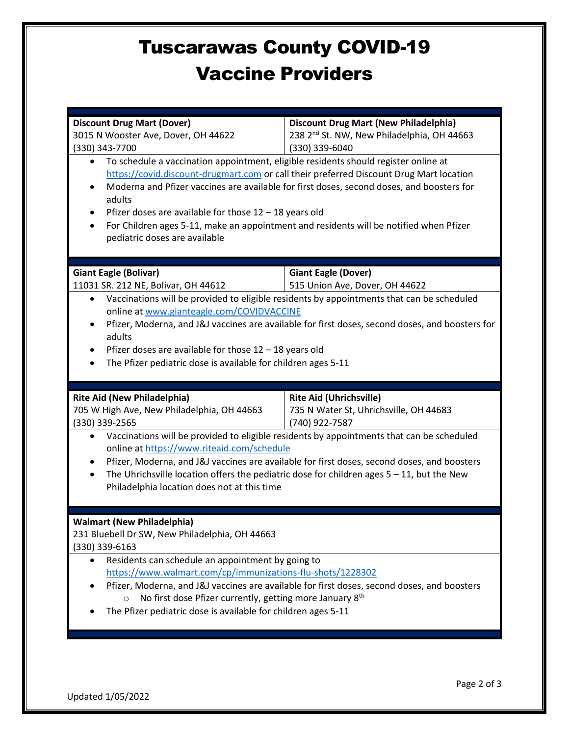# Tuscarawas County COVID-19 Vaccine Providers

| **Discount Drug Mart (Dover)** | **Discount Drug Mart (New Philadelphia)** |
|---|---|
| 3015 N Wooster Ave, Dover, OH 44622 | 238 2nd St. NW, New Philadelphia, OH 44663 |
| (330) 343-7700 | (330) 339-6040 |

- To schedule a vaccination appointment, eligible residents should register online at https://covid.discount-drugmart.com or call their preferred Discount Drug Mart location
- Moderna and Pfizer vaccines are available for first doses, second doses, and boosters for adults
- Pfizer doses are available for those 12 – 18 years old
- For Children ages 5-11, make an appointment and residents will be notified when Pfizer pediatric doses are available

| **Giant Eagle (Bolivar)** | **Giant Eagle (Dover)** |
|---|---|
| 11031 SR. 212 NE, Bolivar, OH 44612 | 515 Union Ave, Dover, OH 44622 |

- Vaccinations will be provided to eligible residents by appointments that can be scheduled online at www.gianteagle.com/COVIDVACCINE
- Pfizer, Moderna, and J&J vaccines are available for first doses, second doses, and boosters for adults
- Pfizer doses are available for those 12 – 18 years old
- The Pfizer pediatric dose is available for children ages 5-11

| **Rite Aid (New Philadelphia)** | **Rite Aid (Uhrichsville)** |
|---|---|
| 705 W High Ave, New Philadelphia, OH 44663 | 735 N Water St, Uhrichsville, OH 44683 |
| (330) 339-2565 | (740) 922-7587 |

- Vaccinations will be provided to eligible residents by appointments that can be scheduled online at https://www.riteaid.com/schedule
- Pfizer, Moderna, and J&J vaccines are available for first doses, second doses, and boosters
- The Uhrichsville location offers the pediatric dose for children ages 5 – 11, but the New Philadelphia location does not at this time

**Walmart (New Philadelphia)**
231 Bluebell Dr SW, New Philadelphia, OH 44663
(330) 339-6163

- Residents can schedule an appointment by going to https://www.walmart.com/cp/immunizations-flu-shots/1228302
- Pfizer, Moderna, and J&J vaccines are available for first doses, second doses, and boosters
  - No first dose Pfizer currently, getting more January 8th
- The Pfizer pediatric dose is available for children ages 5-11

Updated 1/05/2022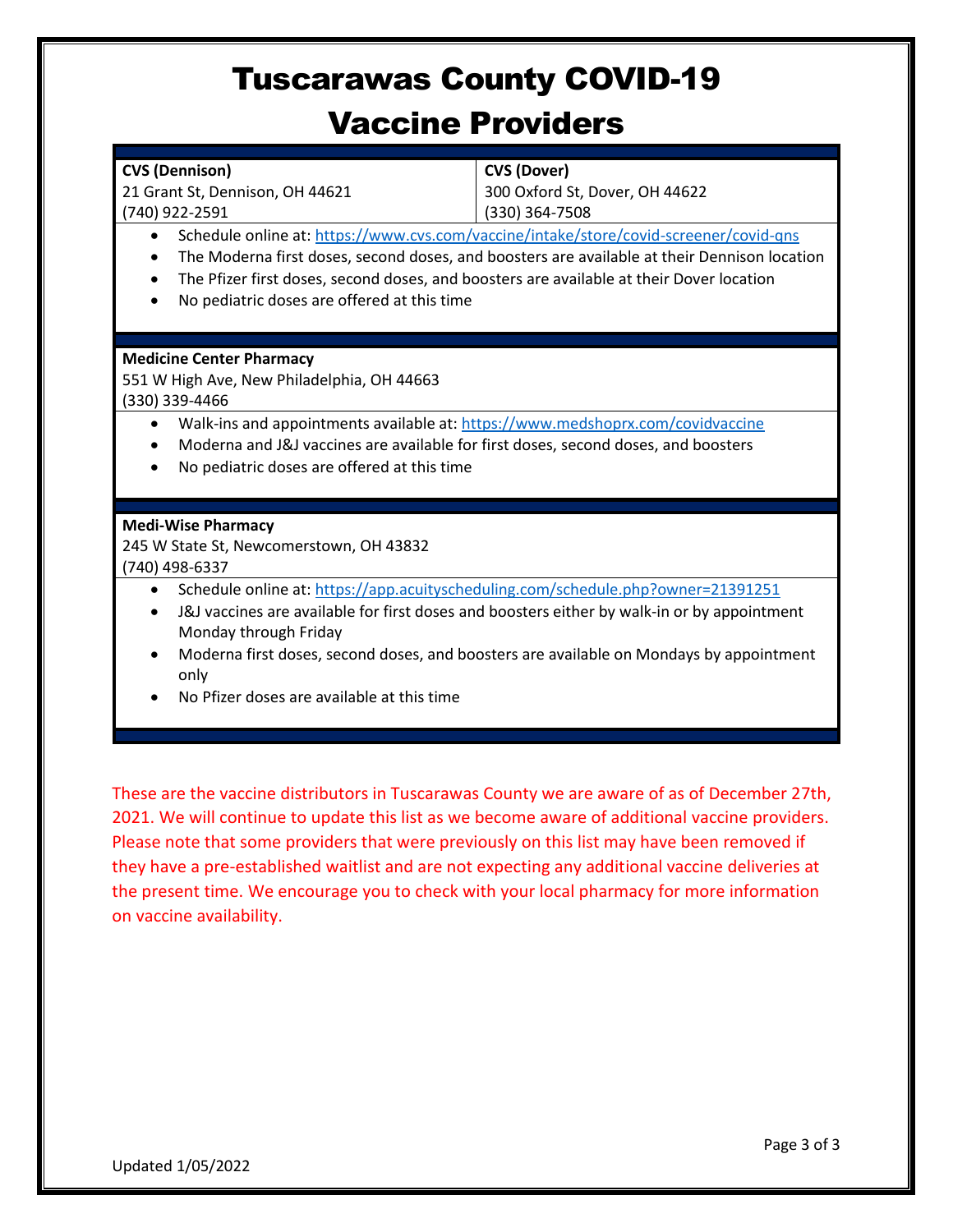# Tuscarawas County COVID-19 Vaccine Providers

| **CVS (Dennison)** | **CVS (Dover)** |
| --- | --- |
| 21 Grant St, Dennison, OH 44621 | 300 Oxford St, Dover, OH 44622 |
| (740) 922-2591 | (330) 364-7508 |

- Schedule online at: https://www.cvs.com/vaccine/intake/store/covid-screener/covid-qns
- The Moderna first doses, second doses, and boosters are available at their Dennison location
- The Pfizer first doses, second doses, and boosters are available at their Dover location
- No pediatric doses are offered at this time

**Medicine Center Pharmacy**
551 W High Ave, New Philadelphia, OH 44663
(330) 339-4466

- Walk-ins and appointments available at: https://www.medshoprx.com/covidvaccine
- Moderna and J&J vaccines are available for first doses, second doses, and boosters
- No pediatric doses are offered at this time

**Medi-Wise Pharmacy**
245 W State St, Newcomerstown, OH 43832
(740) 498-6337

- Schedule online at: https://app.acuityscheduling.com/schedule.php?owner=21391251
- J&J vaccines are available for first doses and boosters either by walk-in or by appointment Monday through Friday
- Moderna first doses, second doses, and boosters are available on Mondays by appointment only
- No Pfizer doses are available at this time

These are the vaccine distributors in Tuscarawas County we are aware of as of December 27th, 2021. We will continue to update this list as we become aware of additional vaccine providers. Please note that some providers that were previously on this list may have been removed if they have a pre-established waitlist and are not expecting any additional vaccine deliveries at the present time. We encourage you to check with your local pharmacy for more information on vaccine availability.

Updated 1/05/2022